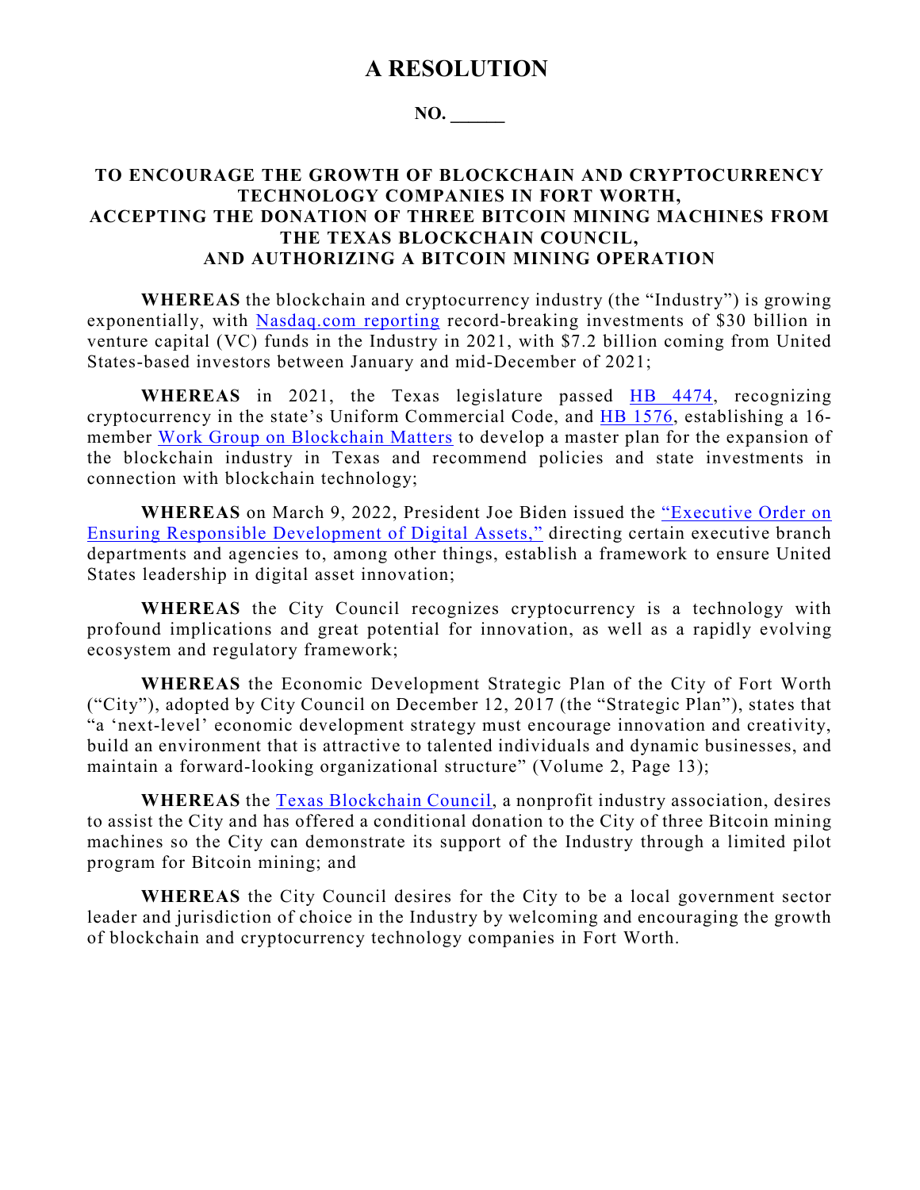# A RESOLUTION

**NO. ______**

## TO ENCOURAGE THE GROWTH OF BLOCKCHAIN AND CRYPTOCURRENCY TECHNOLOGY COMPANIES IN FORT WORTH, ACCEPTING THE DONATION OF THREE BITCOIN MINING MACHINES FROM THE TEXAS BLOCKCHAIN COUNCIL, AND AUTHORIZING A BITCOIN MINING OPERATION

**WHEREAS** the blockchain and cryptocurrency industry (the "Industry") is growing exponentially, with Nasdaq.com reporting record-breaking investments of $30 billion in venture capital (VC) funds in the Industry in 2021, with $7.2 billion coming from United States-based investors between January and mid-December of 2021;

**WHEREAS** in 2021, the Texas legislature passed HB 4474, recognizing cryptocurrency in the state's Uniform Commercial Code, and HB 1576, establishing a 16-member Work Group on Blockchain Matters to develop a master plan for the expansion of the blockchain industry in Texas and recommend policies and state investments in connection with blockchain technology;

**WHEREAS** on March 9, 2022, President Joe Biden issued the "Executive Order on Ensuring Responsible Development of Digital Assets," directing certain executive branch departments and agencies to, among other things, establish a framework to ensure United States leadership in digital asset innovation;

**WHEREAS** the City Council recognizes cryptocurrency is a technology with profound implications and great potential for innovation, as well as a rapidly evolving ecosystem and regulatory framework;

**WHEREAS** the Economic Development Strategic Plan of the City of Fort Worth ("City"), adopted by City Council on December 12, 2017 (the "Strategic Plan"), states that "a 'next-level' economic development strategy must encourage innovation and creativity, build an environment that is attractive to talented individuals and dynamic businesses, and maintain a forward-looking organizational structure" (Volume 2, Page 13);

**WHEREAS** the Texas Blockchain Council, a nonprofit industry association, desires to assist the City and has offered a conditional donation to the City of three Bitcoin mining machines so the City can demonstrate its support of the Industry through a limited pilot program for Bitcoin mining; and

**WHEREAS** the City Council desires for the City to be a local government sector leader and jurisdiction of choice in the Industry by welcoming and encouraging the growth of blockchain and cryptocurrency technology companies in Fort Worth.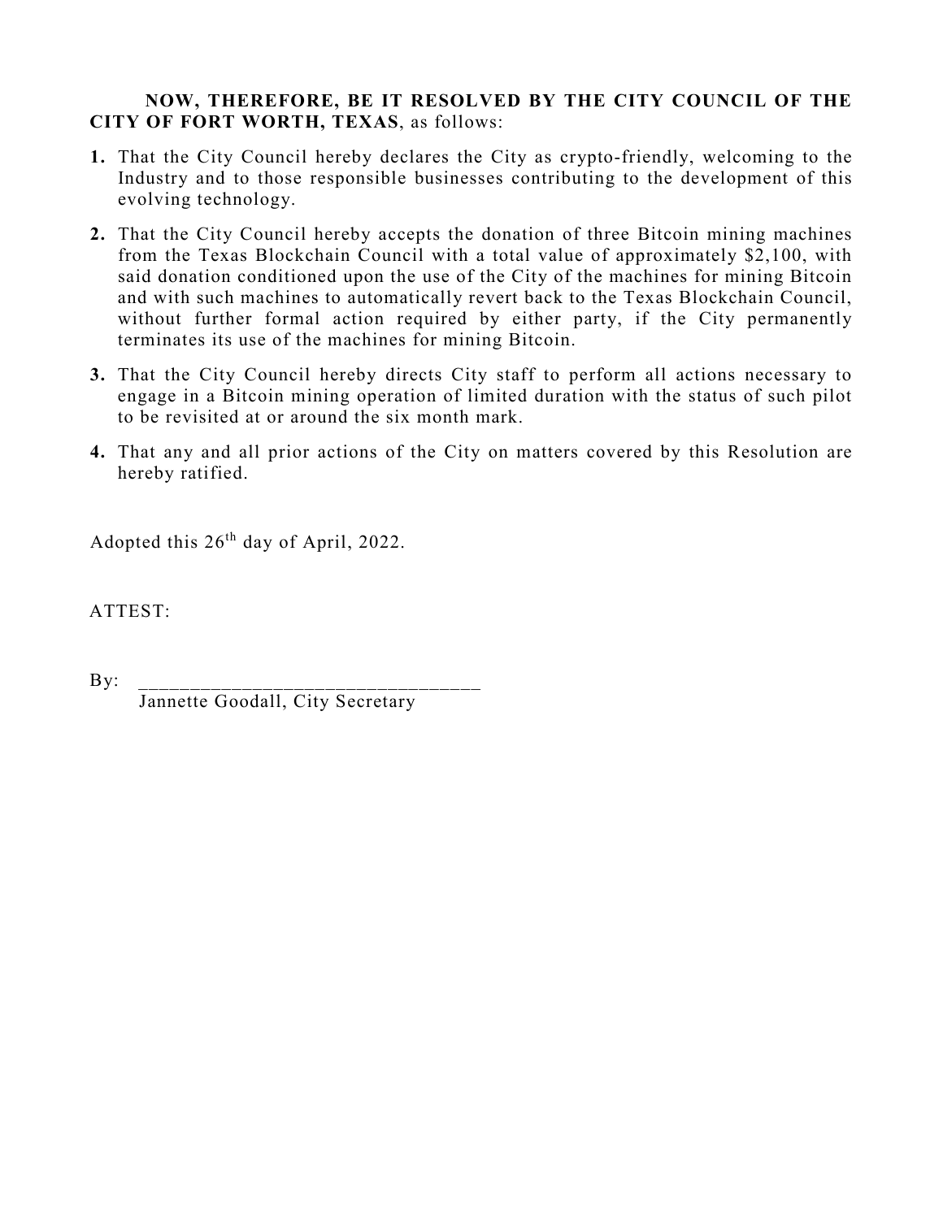**NOW, THEREFORE, BE IT RESOLVED BY THE CITY COUNCIL OF THE CITY OF FORT WORTH, TEXAS**, as follows:

1. That the City Council hereby declares the City as crypto-friendly, welcoming to the Industry and to those responsible businesses contributing to the development of this evolving technology.

2. That the City Council hereby accepts the donation of three Bitcoin mining machines from the Texas Blockchain Council with a total value of approximately $2,100, with said donation conditioned upon the use of the City of the machines for mining Bitcoin and with such machines to automatically revert back to the Texas Blockchain Council, without further formal action required by either party, if the City permanently terminates its use of the machines for mining Bitcoin.

3. That the City Council hereby directs City staff to perform all actions necessary to engage in a Bitcoin mining operation of limited duration with the status of such pilot to be revisited at or around the six month mark.

4. That any and all prior actions of the City on matters covered by this Resolution are hereby ratified.

Adopted this 26th day of April, 2022.

ATTEST:

By: ________________________________
Jannette Goodall, City Secretary